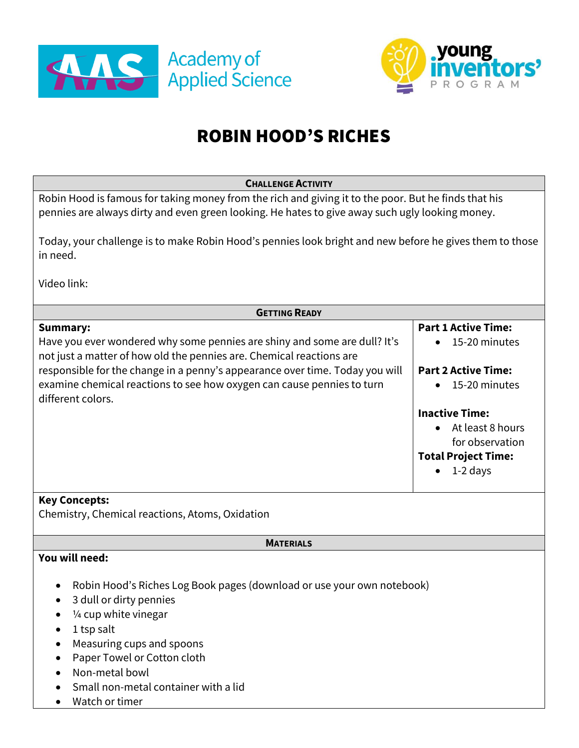Academy of Applied Science

young inventors' PROGRAM

# ROBIN HOOD'S RICHES

## Challenge Activity

Robin Hood is famous for taking money from the rich and giving it to the poor. But he finds that his pennies are always dirty and even green looking. He hates to give away such ugly looking money.

Today, your challenge is to make Robin Hood's pennies look bright and new before he gives them to those in need.

Video link:

## Getting Ready

**Summary:**
Have you ever wondered why some pennies are shiny and some are dull? It's not just a matter of how old the pennies are. Chemical reactions are responsible for the change in a penny's appearance over time. Today you will examine chemical reactions to see how oxygen can cause pennies to turn different colors.

**Part 1 Active Time:**
- 15-20 minutes

**Part 2 Active Time:**
- 15-20 minutes

**Inactive Time:**
- At least 8 hours for observation

**Total Project Time:**
- 1-2 days

**Key Concepts:**
Chemistry, Chemical reactions, Atoms, Oxidation

## Materials

**You will need:**

- Robin Hood's Riches Log Book pages (download or use your own notebook)
- 3 dull or dirty pennies
- ¼ cup white vinegar
- 1 tsp salt
- Measuring cups and spoons
- Paper Towel or Cotton cloth
- Non-metal bowl
- Small non-metal container with a lid
- Watch or timer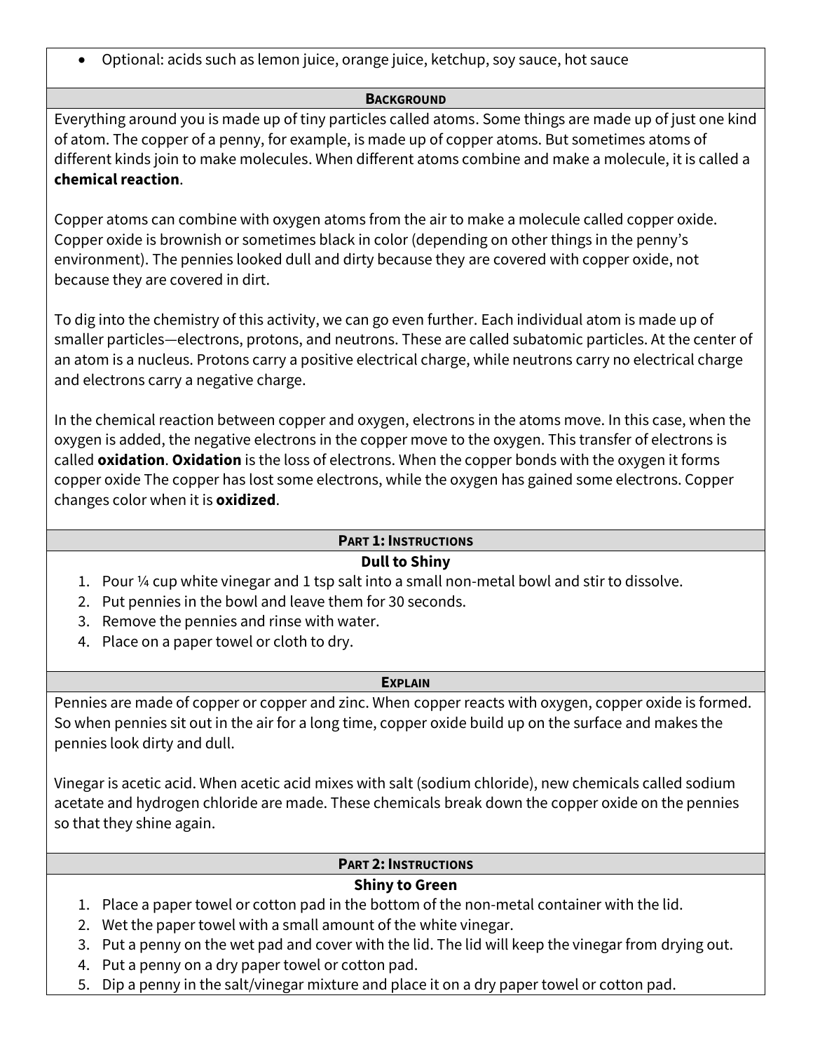- Optional: acids such as lemon juice, orange juice, ketchup, soy sauce, hot sauce

## Background

Everything around you is made up of tiny particles called atoms. Some things are made up of just one kind of atom. The copper of a penny, for example, is made up of copper atoms. But sometimes atoms of different kinds join to make molecules. When different atoms combine and make a molecule, it is called a **chemical reaction**.

Copper atoms can combine with oxygen atoms from the air to make a molecule called copper oxide. Copper oxide is brownish or sometimes black in color (depending on other things in the penny's environment). The pennies looked dull and dirty because they are covered with copper oxide, not because they are covered in dirt.

To dig into the chemistry of this activity, we can go even further. Each individual atom is made up of smaller particles—electrons, protons, and neutrons. These are called subatomic particles. At the center of an atom is a nucleus. Protons carry a positive electrical charge, while neutrons carry no electrical charge and electrons carry a negative charge.

In the chemical reaction between copper and oxygen, electrons in the atoms move. In this case, when the oxygen is added, the negative electrons in the copper move to the oxygen. This transfer of electrons is called **oxidation**. **Oxidation** is the loss of electrons. When the copper bonds with the oxygen it forms copper oxide The copper has lost some electrons, while the oxygen has gained some electrons. Copper changes color when it is **oxidized**.

## Part 1: Instructions

### Dull to Shiny

1. Pour ¼ cup white vinegar and 1 tsp salt into a small non-metal bowl and stir to dissolve.
2. Put pennies in the bowl and leave them for 30 seconds.
3. Remove the pennies and rinse with water.
4. Place on a paper towel or cloth to dry.

## Explain

Pennies are made of copper or copper and zinc. When copper reacts with oxygen, copper oxide is formed. So when pennies sit out in the air for a long time, copper oxide build up on the surface and makes the pennies look dirty and dull.

Vinegar is acetic acid. When acetic acid mixes with salt (sodium chloride), new chemicals called sodium acetate and hydrogen chloride are made. These chemicals break down the copper oxide on the pennies so that they shine again.

## Part 2: Instructions

### Shiny to Green

1. Place a paper towel or cotton pad in the bottom of the non-metal container with the lid.
2. Wet the paper towel with a small amount of the white vinegar.
3. Put a penny on the wet pad and cover with the lid. The lid will keep the vinegar from drying out.
4. Put a penny on a dry paper towel or cotton pad.
5. Dip a penny in the salt/vinegar mixture and place it on a dry paper towel or cotton pad.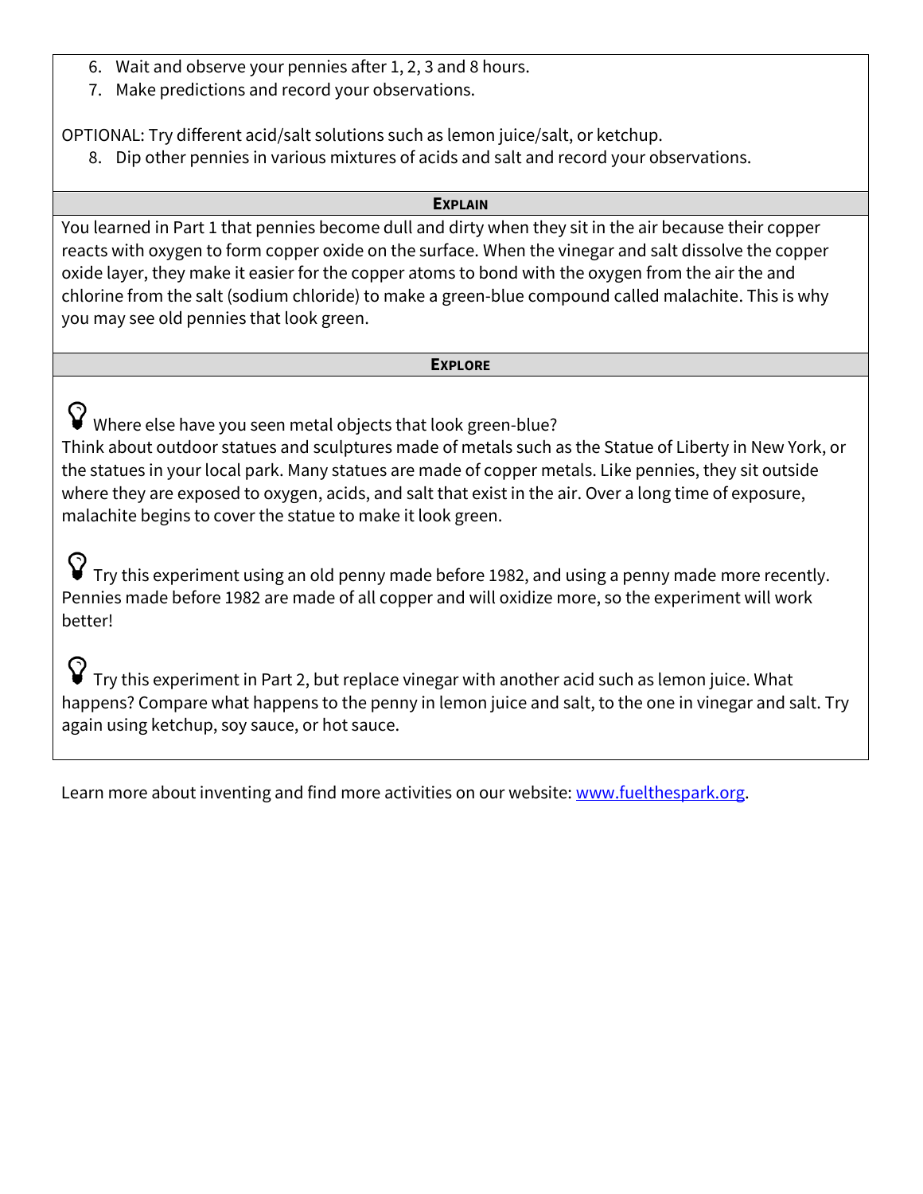6. Wait and observe your pennies after 1, 2, 3 and 8 hours.
7. Make predictions and record your observations.

OPTIONAL: Try different acid/salt solutions such as lemon juice/salt, or ketchup.

8. Dip other pennies in various mixtures of acids and salt and record your observations.

## EXPLAIN

You learned in Part 1 that pennies become dull and dirty when they sit in the air because their copper reacts with oxygen to form copper oxide on the surface. When the vinegar and salt dissolve the copper oxide layer, they make it easier for the copper atoms to bond with the oxygen from the air the and chlorine from the salt (sodium chloride) to make a green-blue compound called malachite. This is why you may see old pennies that look green.

## EXPLORE

Where else have you seen metal objects that look green-blue?
Think about outdoor statues and sculptures made of metals such as the Statue of Liberty in New York, or the statues in your local park. Many statues are made of copper metals. Like pennies, they sit outside where they are exposed to oxygen, acids, and salt that exist in the air. Over a long time of exposure, malachite begins to cover the statue to make it look green.

Try this experiment using an old penny made before 1982, and using a penny made more recently. Pennies made before 1982 are made of all copper and will oxidize more, so the experiment will work better!

Try this experiment in Part 2, but replace vinegar with another acid such as lemon juice. What happens? Compare what happens to the penny in lemon juice and salt, to the one in vinegar and salt. Try again using ketchup, soy sauce, or hot sauce.

Learn more about inventing and find more activities on our website: [www.fuelthespark.org](http://www.fuelthespark.org).